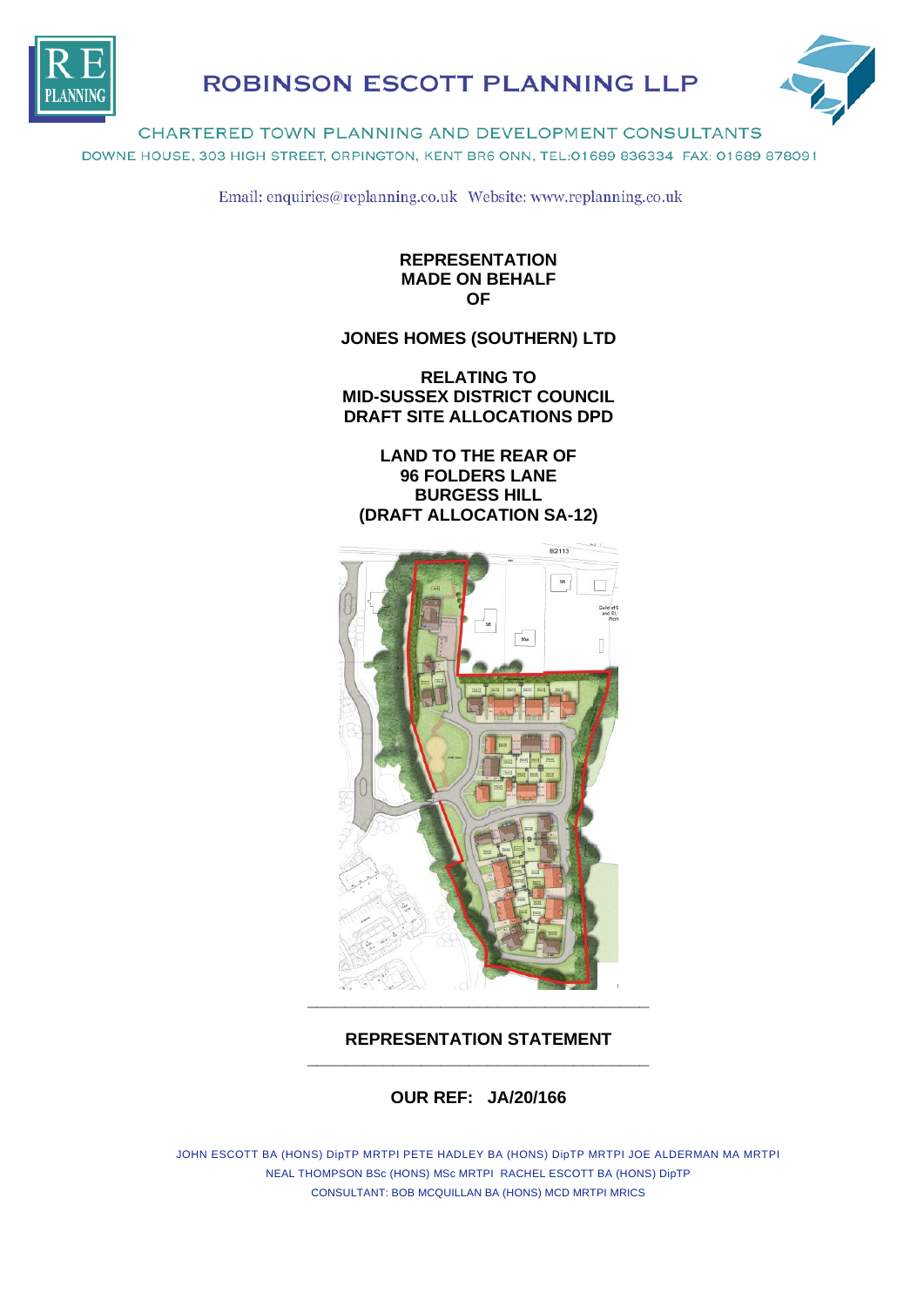# ROBINSON ESCOTT PLANNING LLP

CHARTERED TOWN PLANNING AND DEVELOPMENT CONSULTANTS

DOWNE HOUSE, 303 HIGH STREET, ORPINGTON, KENT BR6 0NN, TEL:01689 836334 FAX: 01689 878091

Email: enquiries@replanning.co.uk Website: www.replanning.co.uk

**REPRESENTATION MADE ON BEHALF OF**

**JONES HOMES (SOUTHERN) LTD**

**RELATING TO MID-SUSSEX DISTRICT COUNCIL DRAFT SITE ALLOCATIONS DPD**

**LAND TO THE REAR OF 96 FOLDERS LANE BURGESS HILL (DRAFT ALLOCATION SA-12)**

---

## REPRESENTATION STATEMENT

---

**OUR REF: JA/20/166**

JOHN ESCOTT BA (HONS) DipTP MRTPI PETE HADLEY BA (HONS) DipTP MRTPI JOE ALDERMAN MA MRTPI
NEAL THOMPSON BSc (HONS) MSc MRTPI RACHEL ESCOTT BA (HONS) DipTP
CONSULTANT: BOB MCQUILLAN BA (HONS) MCD MRTPI MRICS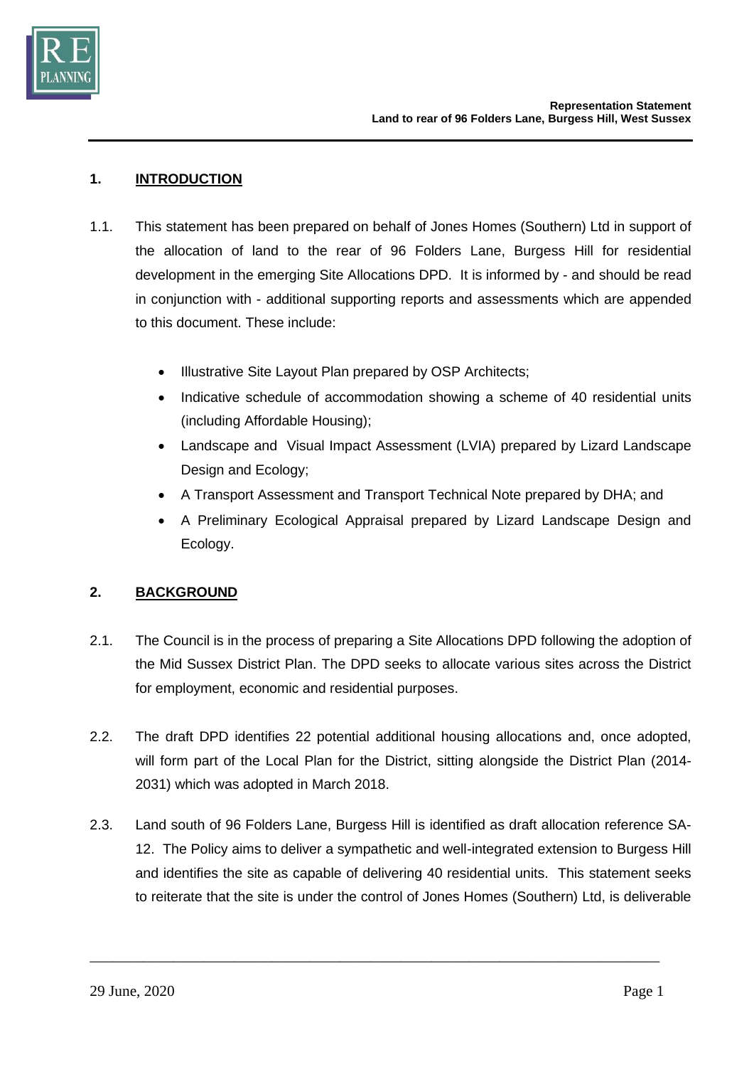## 1. INTRODUCTION

1.1. This statement has been prepared on behalf of Jones Homes (Southern) Ltd in support of the allocation of land to the rear of 96 Folders Lane, Burgess Hill for residential development in the emerging Site Allocations DPD. It is informed by - and should be read in conjunction with - additional supporting reports and assessments which are appended to this document. These include:

- Illustrative Site Layout Plan prepared by OSP Architects;
- Indicative schedule of accommodation showing a scheme of 40 residential units (including Affordable Housing);
- Landscape and Visual Impact Assessment (LVIA) prepared by Lizard Landscape Design and Ecology;
- A Transport Assessment and Transport Technical Note prepared by DHA; and
- A Preliminary Ecological Appraisal prepared by Lizard Landscape Design and Ecology.

## 2. BACKGROUND

2.1. The Council is in the process of preparing a Site Allocations DPD following the adoption of the Mid Sussex District Plan. The DPD seeks to allocate various sites across the District for employment, economic and residential purposes.

2.2. The draft DPD identifies 22 potential additional housing allocations and, once adopted, will form part of the Local Plan for the District, sitting alongside the District Plan (2014-2031) which was adopted in March 2018.

2.3. Land south of 96 Folders Lane, Burgess Hill is identified as draft allocation reference SA-12. The Policy aims to deliver a sympathetic and well-integrated extension to Burgess Hill and identifies the site as capable of delivering 40 residential units. This statement seeks to reiterate that the site is under the control of Jones Homes (Southern) Ltd, is deliverable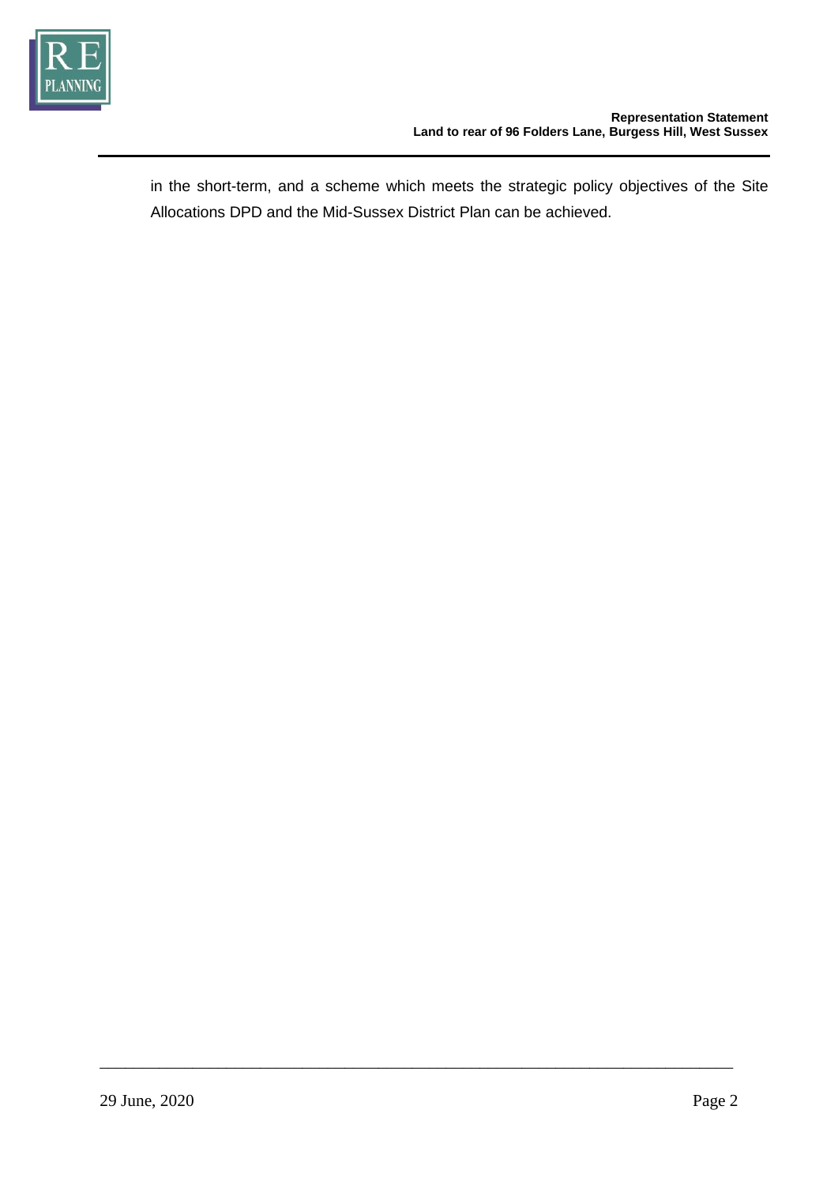in the short-term, and a scheme which meets the strategic policy objectives of the Site Allocations DPD and the Mid-Sussex District Plan can be achieved.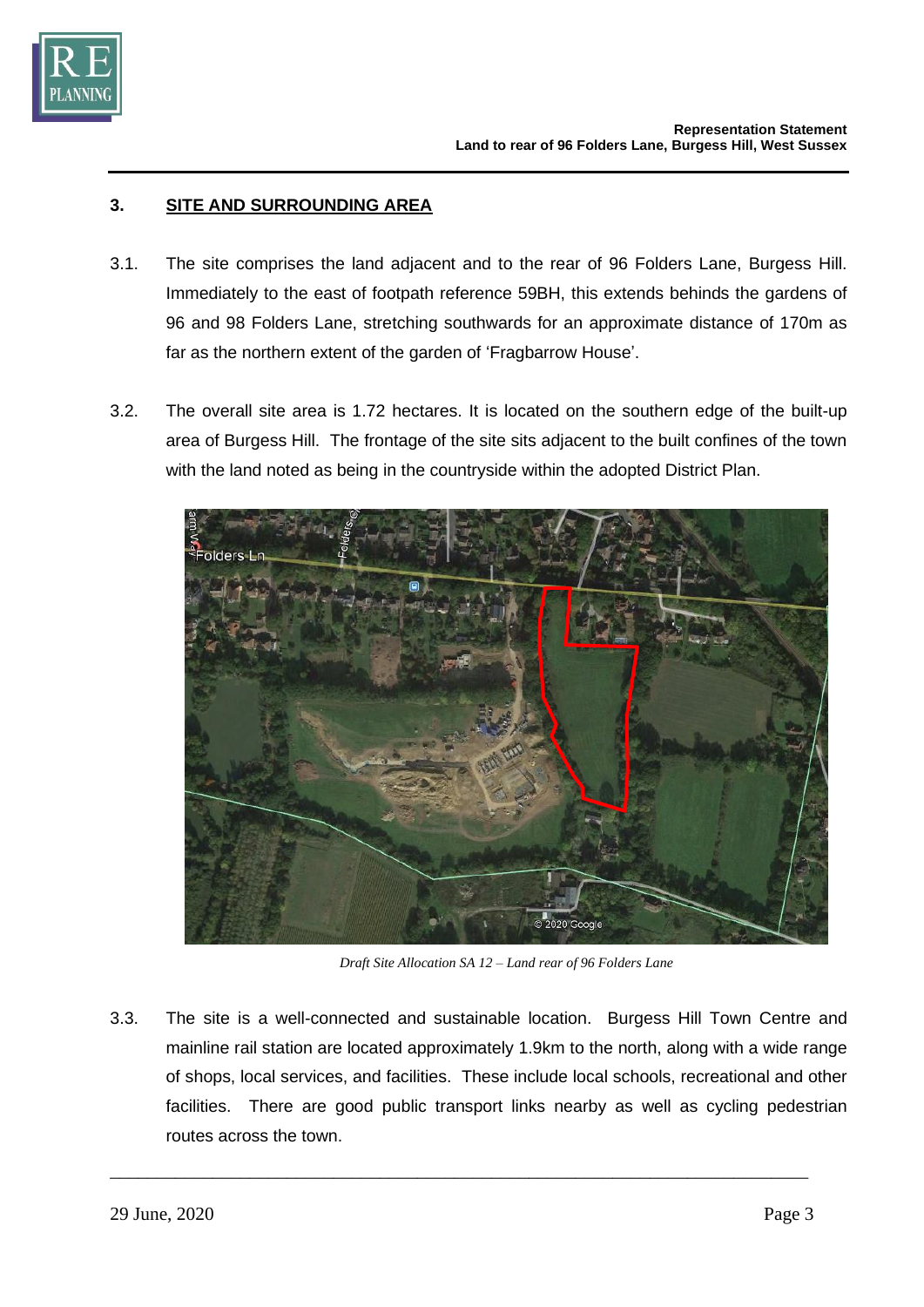## 3. SITE AND SURROUNDING AREA

3.1. The site comprises the land adjacent and to the rear of 96 Folders Lane, Burgess Hill. Immediately to the east of footpath reference 59BH, this extends behinds the gardens of 96 and 98 Folders Lane, stretching southwards for an approximate distance of 170m as far as the northern extent of the garden of 'Fragbarrow House'.

3.2. The overall site area is 1.72 hectares. It is located on the southern edge of the built-up area of Burgess Hill. The frontage of the site sits adjacent to the built confines of the town with the land noted as being in the countryside within the adopted District Plan.

*Draft Site Allocation SA 12 – Land rear of 96 Folders Lane*

3.3. The site is a well-connected and sustainable location. Burgess Hill Town Centre and mainline rail station are located approximately 1.9km to the north, along with a wide range of shops, local services, and facilities. These include local schools, recreational and other facilities. There are good public transport links nearby as well as cycling pedestrian routes across the town.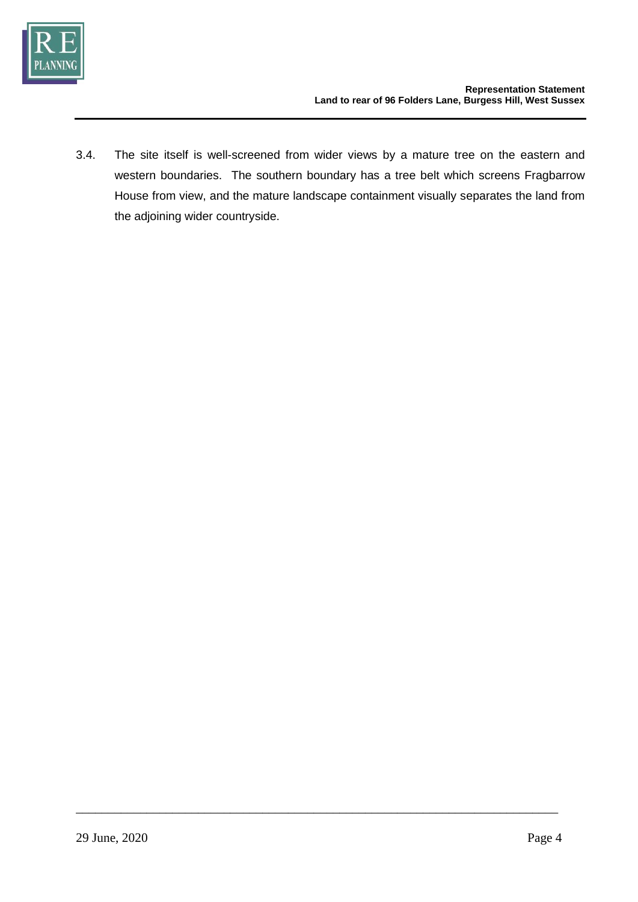3.4. The site itself is well-screened from wider views by a mature tree on the eastern and western boundaries. The southern boundary has a tree belt which screens Fragbarrow House from view, and the mature landscape containment visually separates the land from the adjoining wider countryside.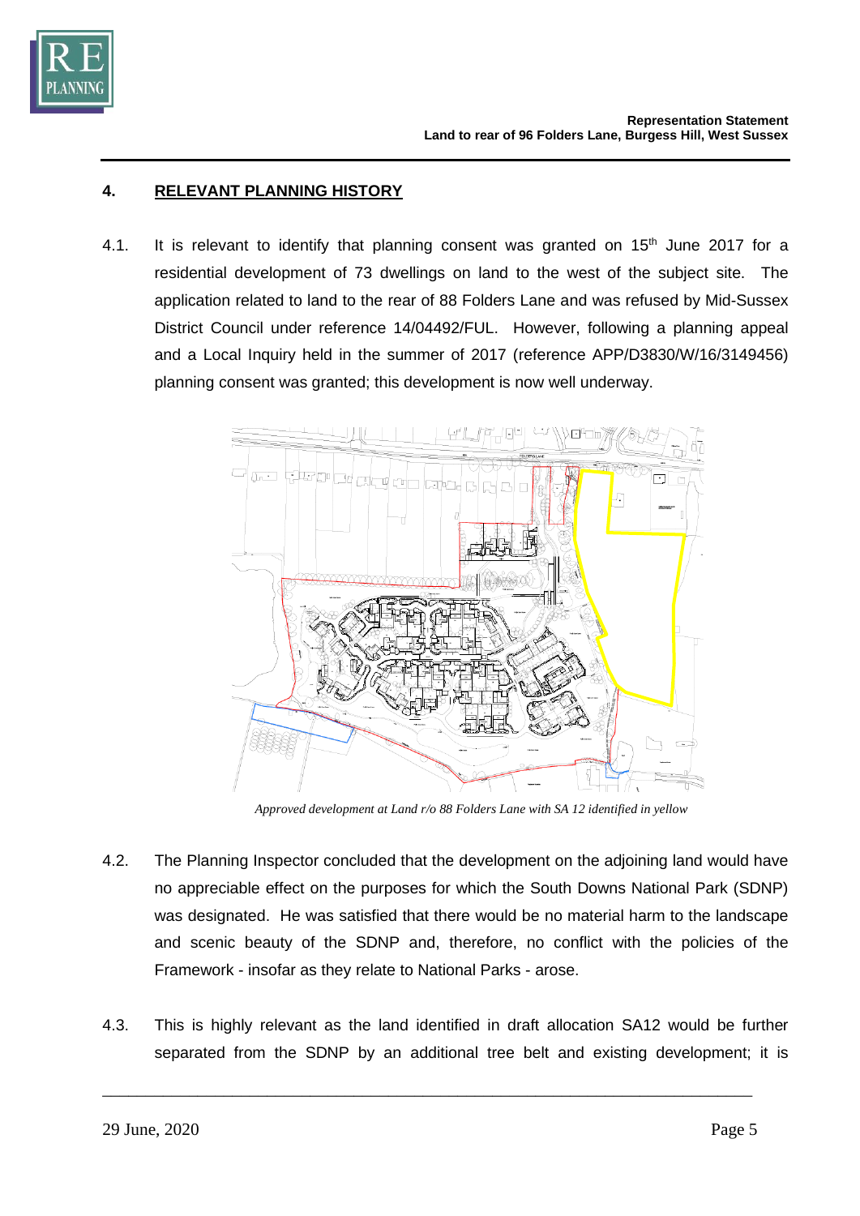## 4. RELEVANT PLANNING HISTORY

4.1. It is relevant to identify that planning consent was granted on 15th June 2017 for a residential development of 73 dwellings on land to the west of the subject site. The application related to land to the rear of 88 Folders Lane and was refused by Mid-Sussex District Council under reference 14/04492/FUL. However, following a planning appeal and a Local Inquiry held in the summer of 2017 (reference APP/D3830/W/16/3149456) planning consent was granted; this development is now well underway.

*Approved development at Land r/o 88 Folders Lane with SA 12 identified in yellow*

4.2. The Planning Inspector concluded that the development on the adjoining land would have no appreciable effect on the purposes for which the South Downs National Park (SDNP) was designated. He was satisfied that there would be no material harm to the landscape and scenic beauty of the SDNP and, therefore, no conflict with the policies of the Framework - insofar as they relate to National Parks - arose.

4.3. This is highly relevant as the land identified in draft allocation SA12 would be further separated from the SDNP by an additional tree belt and existing development; it is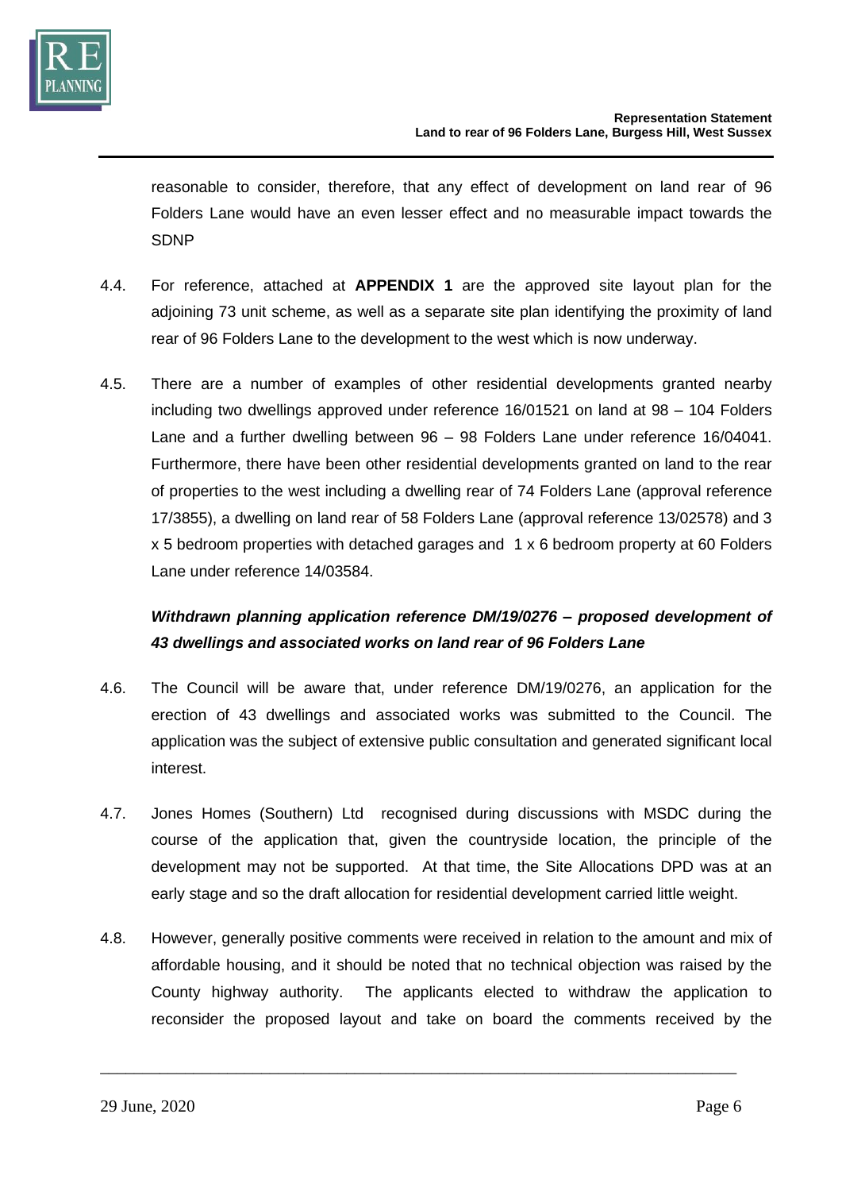reasonable to consider, therefore, that any effect of development on land rear of 96 Folders Lane would have an even lesser effect and no measurable impact towards the SDNP

4.4. For reference, attached at **APPENDIX 1** are the approved site layout plan for the adjoining 73 unit scheme, as well as a separate site plan identifying the proximity of land rear of 96 Folders Lane to the development to the west which is now underway.

4.5. There are a number of examples of other residential developments granted nearby including two dwellings approved under reference 16/01521 on land at 98 – 104 Folders Lane and a further dwelling between 96 – 98 Folders Lane under reference 16/04041. Furthermore, there have been other residential developments granted on land to the rear of properties to the west including a dwelling rear of 74 Folders Lane (approval reference 17/3855), a dwelling on land rear of 58 Folders Lane (approval reference 13/02578) and 3 x 5 bedroom properties with detached garages and 1 x 6 bedroom property at 60 Folders Lane under reference 14/03584.

***Withdrawn planning application reference DM/19/0276 – proposed development of 43 dwellings and associated works on land rear of 96 Folders Lane***

4.6. The Council will be aware that, under reference DM/19/0276, an application for the erection of 43 dwellings and associated works was submitted to the Council. The application was the subject of extensive public consultation and generated significant local interest.

4.7. Jones Homes (Southern) Ltd recognised during discussions with MSDC during the course of the application that, given the countryside location, the principle of the development may not be supported. At that time, the Site Allocations DPD was at an early stage and so the draft allocation for residential development carried little weight.

4.8. However, generally positive comments were received in relation to the amount and mix of affordable housing, and it should be noted that no technical objection was raised by the County highway authority. The applicants elected to withdraw the application to reconsider the proposed layout and take on board the comments received by the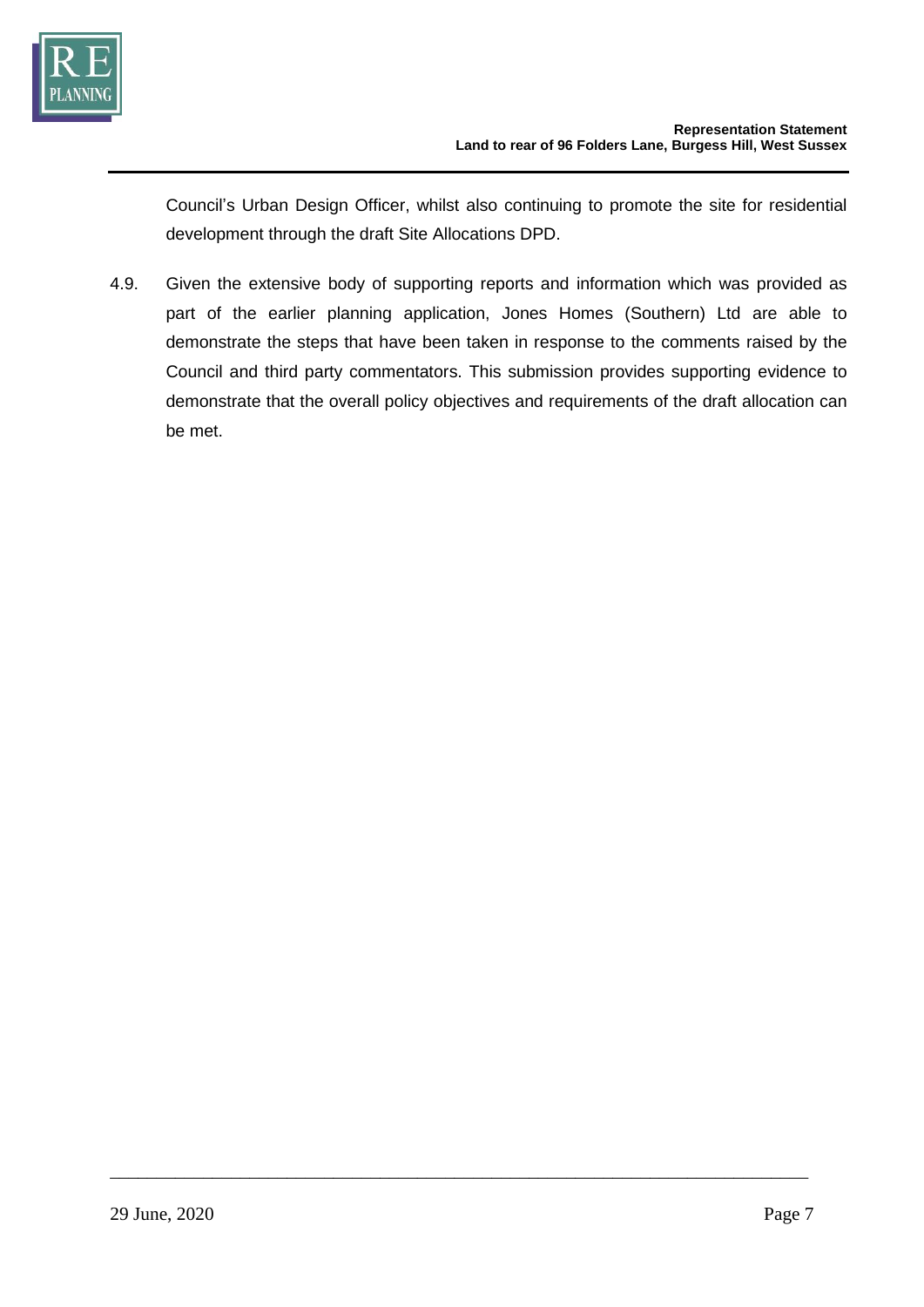Council's Urban Design Officer, whilst also continuing to promote the site for residential development through the draft Site Allocations DPD.

4.9. Given the extensive body of supporting reports and information which was provided as part of the earlier planning application, Jones Homes (Southern) Ltd are able to demonstrate the steps that have been taken in response to the comments raised by the Council and third party commentators. This submission provides supporting evidence to demonstrate that the overall policy objectives and requirements of the draft allocation can be met.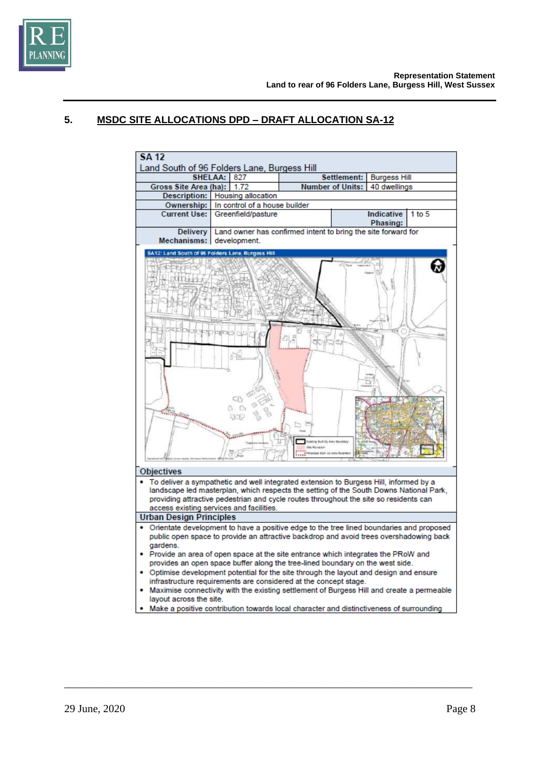## 5. MSDC SITE ALLOCATIONS DPD – DRAFT ALLOCATION SA-12

| SA 12 Land South of 96 Folders Lane, Burgess Hill | | | |
|---|---|---|---|
| **SHELAA:** | 827 | **Settlement:** | Burgess Hill |
| **Gross Site Area (ha):** | 1.72 | **Number of Units:** | 40 dwellings |
| **Description:** | Housing allocation | | |
| **Ownership:** | In control of a house builder | | |
| **Current Use:** | Greenfield/pasture | **Indicative Phasing:** | 1 to 5 |
| **Delivery Mechanisms:** | Land owner has confirmed intent to bring the site forward for development. | | |

SA12: Land South of 96 Folders Lane, Burgess Hill

**Objectives**

- To deliver a sympathetic and well integrated extension to Burgess Hill, informed by a landscape led masterplan, which respects the setting of the South Downs National Park, providing attractive pedestrian and cycle routes throughout the site so residents can access existing services and facilities.

**Urban Design Principles**

- Orientate development to have a positive edge to the tree lined boundaries and proposed public open space to provide an attractive backdrop and avoid trees overshadowing back gardens.
- Provide an area of open space at the site entrance which integrates the PRoW and provides an open space buffer along the tree-lined boundary on the west side.
- Optimise development potential for the site through the layout and design and ensure infrastructure requirements are considered at the concept stage.
- Maximise connectivity with the existing settlement of Burgess Hill and create a permeable layout across the site.
- Make a positive contribution towards local character and distinctiveness of surrounding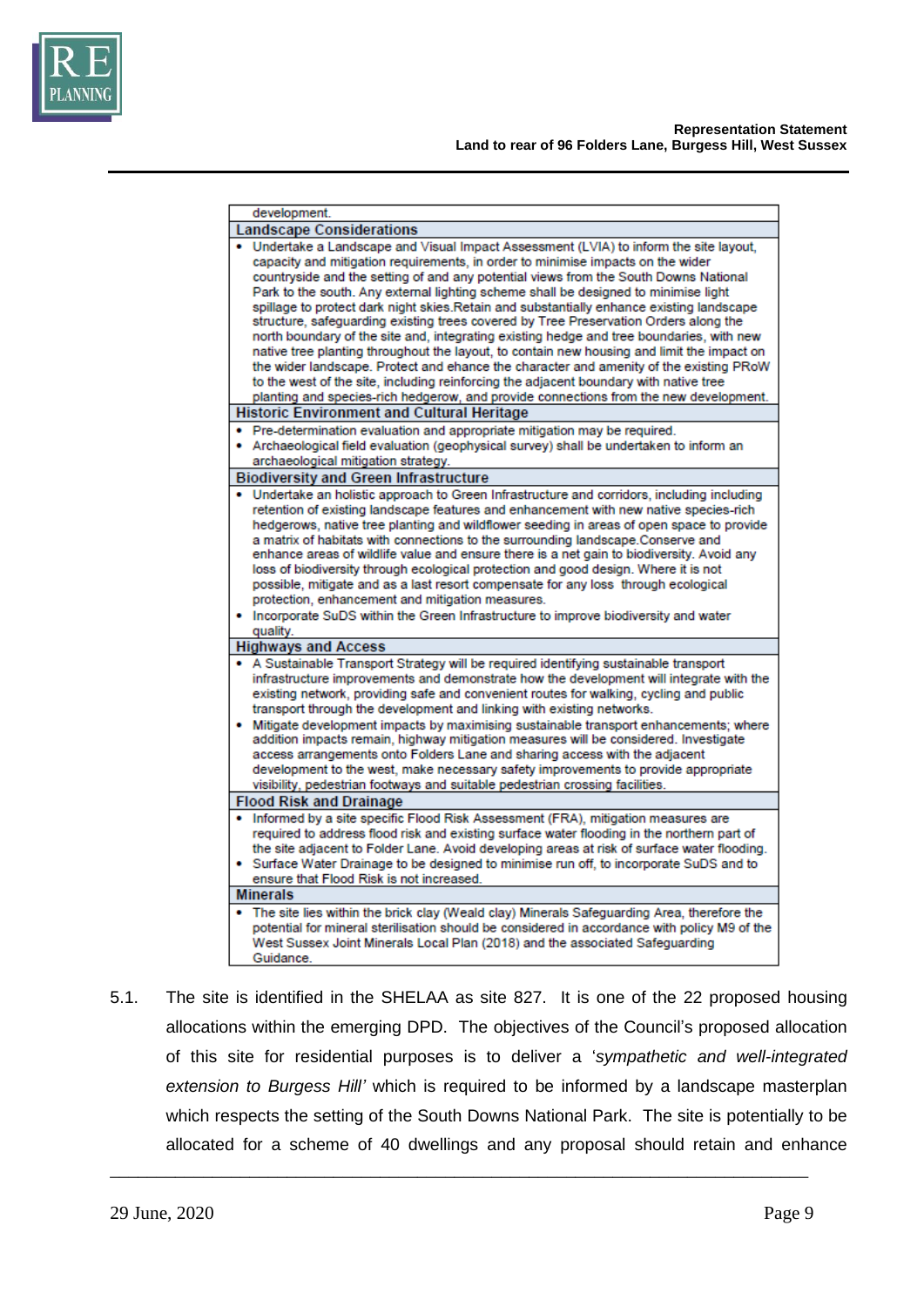| development. |
|---|
| **Landscape Considerations** |
| • Undertake a Landscape and Visual Impact Assessment (LVIA) to inform the site layout, capacity and mitigation requirements, in order to minimise impacts on the wider countryside and the setting of and any potential views from the South Downs National Park to the south. Any external lighting scheme shall be designed to minimise light spillage to protect dark night skies.Retain and substantially enhance existing landscape structure, safeguarding existing trees covered by Tree Preservation Orders along the north boundary of the site and, integrating existing hedge and tree boundaries, with new native tree planting throughout the layout, to contain new housing and limit the impact on the wider landscape. Protect and ehance the character and amenity of the existing PRoW to the west of the site, including reinforcing the adjacent boundary with native tree planting and species-rich hedgerow, and provide connections from the new development. |
| **Historic Environment and Cultural Heritage** |
| • Pre-determination evaluation and appropriate mitigation may be required.<br>• Archaeological field evaluation (geophysical survey) shall be undertaken to inform an archaeological mitigation strategy. |
| **Biodiversity and Green Infrastructure** |
| • Undertake an holistic approach to Green Infrastructure and corridors, including including retention of existing landscape features and enhancement with new native species-rich hedgerows, native tree planting and wildflower seeding in areas of open space to provide a matrix of habitats with connections to the surrounding landscape.Conserve and enhance areas of wildlife value and ensure there is a net gain to biodiversity. Avoid any loss of biodiversity through ecological protection and good design. Where it is not possible, mitigate and as a last resort compensate for any loss through ecological protection, enhancement and mitigation measures.<br>• Incorporate SuDS within the Green Infrastructure to improve biodiversity and water quality. |
| **Highways and Access** |
| • A Sustainable Transport Strategy will be required identifying sustainable transport infrastructure improvements and demonstrate how the development will integrate with the existing network, providing safe and convenient routes for walking, cycling and public transport through the development and linking with existing networks.<br>• Mitigate development impacts by maximising sustainable transport enhancements; where addition impacts remain, highway mitigation measures will be considered. Investigate access arrangements onto Folders Lane and sharing access with the adjacent development to the west, make necessary safety improvements to provide appropriate visibility, pedestrian footways and suitable pedestrian crossing facilities. |
| **Flood Risk and Drainage** |
| • Informed by a site specific Flood Risk Assessment (FRA), mitigation measures are required to address flood risk and existing surface water flooding in the northern part of the site adjacent to Folder Lane. Avoid developing areas at risk of surface water flooding.<br>• Surface Water Drainage to be designed to minimise run off, to incorporate SuDS and to ensure that Flood Risk is not increased. |
| **Minerals** |
| • The site lies within the brick clay (Weald clay) Minerals Safeguarding Area, therefore the potential for mineral sterilisation should be considered in accordance with policy M9 of the West Sussex Joint Minerals Local Plan (2018) and the associated Safeguarding Guidance. |

5.1. The site is identified in the SHELAA as site 827. It is one of the 22 proposed housing allocations within the emerging DPD. The objectives of the Council's proposed allocation of this site for residential purposes is to deliver a '*sympathetic and well-integrated extension to Burgess Hill'* which is required to be informed by a landscape masterplan which respects the setting of the South Downs National Park. The site is potentially to be allocated for a scheme of 40 dwellings and any proposal should retain and enhance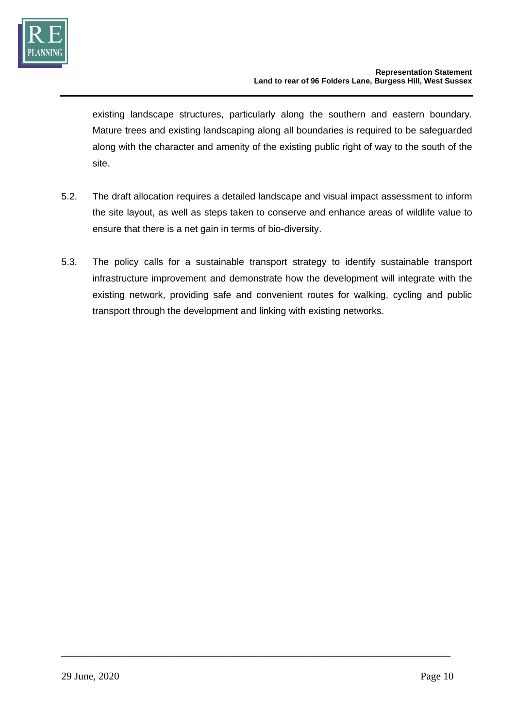existing landscape structures, particularly along the southern and eastern boundary. Mature trees and existing landscaping along all boundaries is required to be safeguarded along with the character and amenity of the existing public right of way to the south of the site.

5.2. The draft allocation requires a detailed landscape and visual impact assessment to inform the site layout, as well as steps taken to conserve and enhance areas of wildlife value to ensure that there is a net gain in terms of bio-diversity.

5.3. The policy calls for a sustainable transport strategy to identify sustainable transport infrastructure improvement and demonstrate how the development will integrate with the existing network, providing safe and convenient routes for walking, cycling and public transport through the development and linking with existing networks.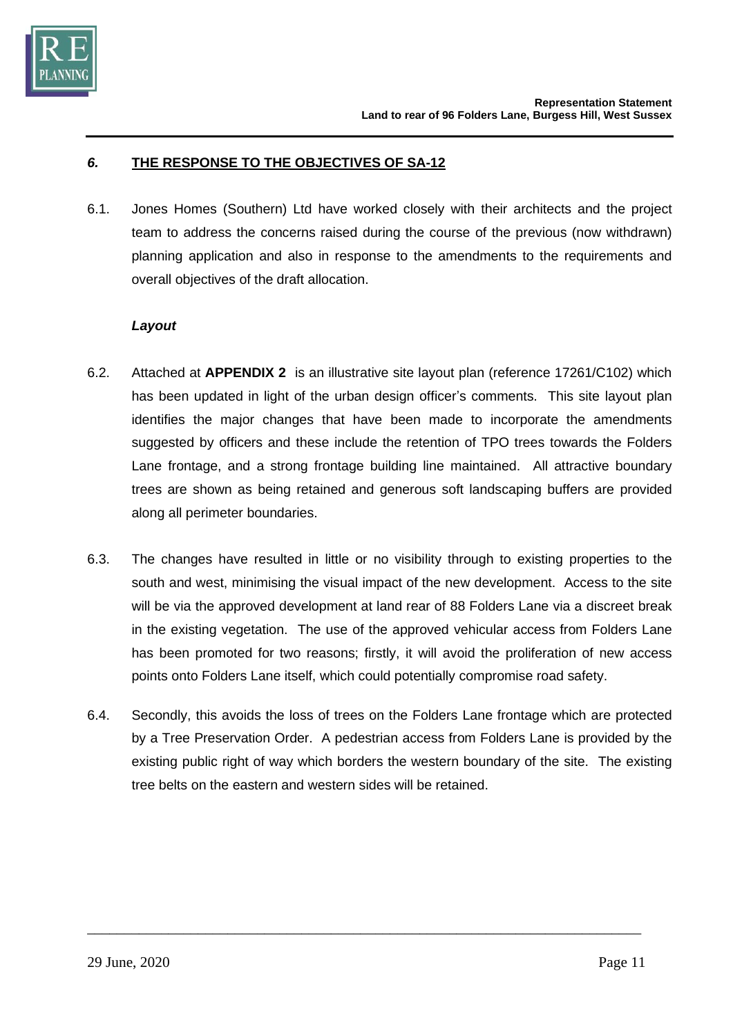## *6.* THE RESPONSE TO THE OBJECTIVES OF SA-12

6.1. Jones Homes (Southern) Ltd have worked closely with their architects and the project team to address the concerns raised during the course of the previous (now withdrawn) planning application and also in response to the amendments to the requirements and overall objectives of the draft allocation.

***Layout***

6.2. Attached at **APPENDIX 2** is an illustrative site layout plan (reference 17261/C102) which has been updated in light of the urban design officer's comments. This site layout plan identifies the major changes that have been made to incorporate the amendments suggested by officers and these include the retention of TPO trees towards the Folders Lane frontage, and a strong frontage building line maintained. All attractive boundary trees are shown as being retained and generous soft landscaping buffers are provided along all perimeter boundaries.

6.3. The changes have resulted in little or no visibility through to existing properties to the south and west, minimising the visual impact of the new development. Access to the site will be via the approved development at land rear of 88 Folders Lane via a discreet break in the existing vegetation. The use of the approved vehicular access from Folders Lane has been promoted for two reasons; firstly, it will avoid the proliferation of new access points onto Folders Lane itself, which could potentially compromise road safety.

6.4. Secondly, this avoids the loss of trees on the Folders Lane frontage which are protected by a Tree Preservation Order. A pedestrian access from Folders Lane is provided by the existing public right of way which borders the western boundary of the site. The existing tree belts on the eastern and western sides will be retained.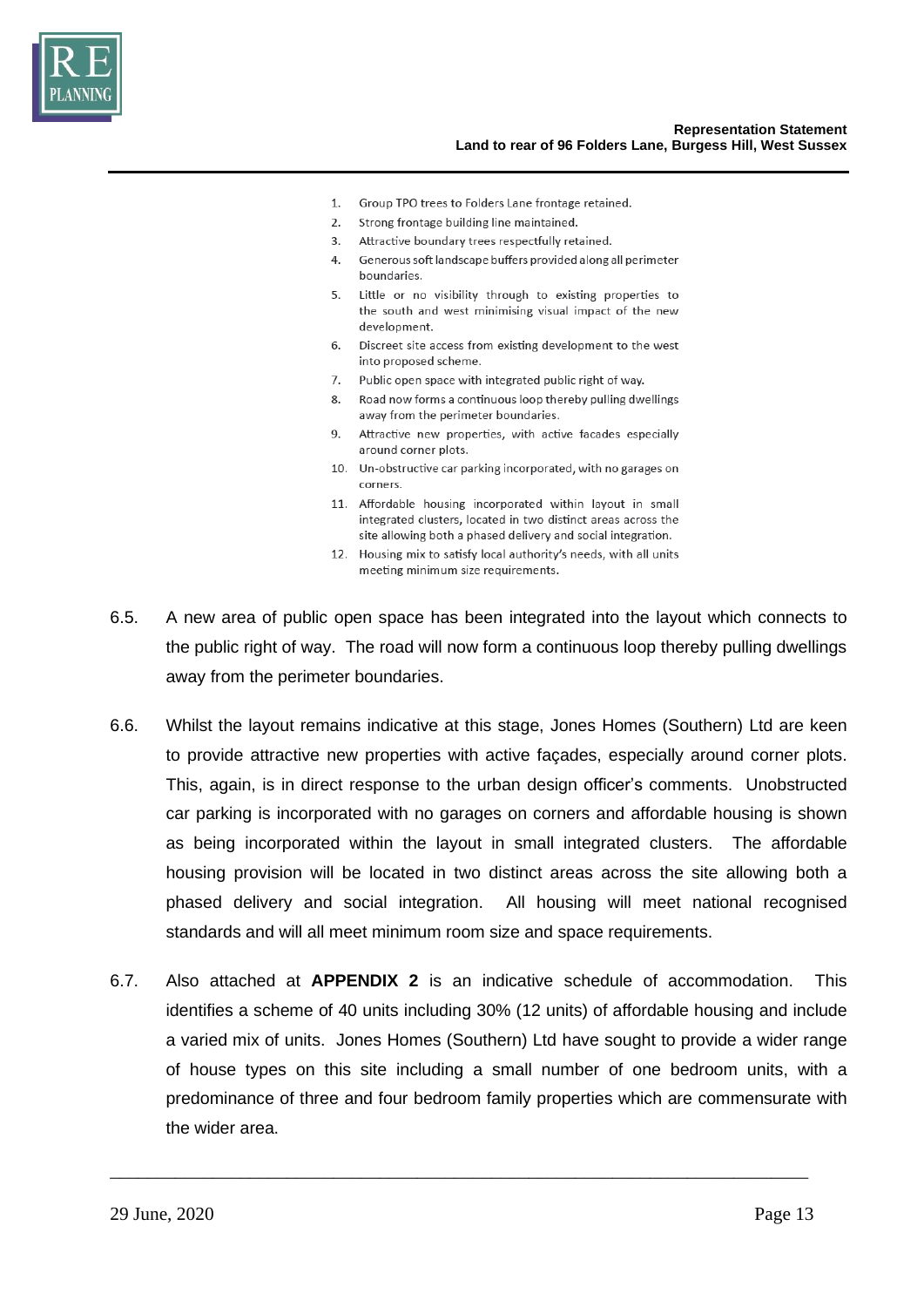1. Group TPO trees to Folders Lane frontage retained.
2. Strong frontage building line maintained.
3. Attractive boundary trees respectfully retained.
4. Generous soft landscape buffers provided along all perimeter boundaries.
5. Little or no visibility through to existing properties to the south and west minimising visual impact of the new development.
6. Discreet site access from existing development to the west into proposed scheme.
7. Public open space with integrated public right of way.
8. Road now forms a continuous loop thereby pulling dwellings away from the perimeter boundaries.
9. Attractive new properties, with active facades especially around corner plots.
10. Un-obstructive car parking incorporated, with no garages on corners.
11. Affordable housing incorporated within layout in small integrated clusters, located in two distinct areas across the site allowing both a phased delivery and social integration.
12. Housing mix to satisfy local authority's needs, with all units meeting minimum size requirements.

6.5. A new area of public open space has been integrated into the layout which connects to the public right of way. The road will now form a continuous loop thereby pulling dwellings away from the perimeter boundaries.

6.6. Whilst the layout remains indicative at this stage, Jones Homes (Southern) Ltd are keen to provide attractive new properties with active façades, especially around corner plots. This, again, is in direct response to the urban design officer's comments. Unobstructed car parking is incorporated with no garages on corners and affordable housing is shown as being incorporated within the layout in small integrated clusters. The affordable housing provision will be located in two distinct areas across the site allowing both a phased delivery and social integration. All housing will meet national recognised standards and will all meet minimum room size and space requirements.

6.7. Also attached at **APPENDIX 2** is an indicative schedule of accommodation. This identifies a scheme of 40 units including 30% (12 units) of affordable housing and include a varied mix of units. Jones Homes (Southern) Ltd have sought to provide a wider range of house types on this site including a small number of one bedroom units, with a predominance of three and four bedroom family properties which are commensurate with the wider area.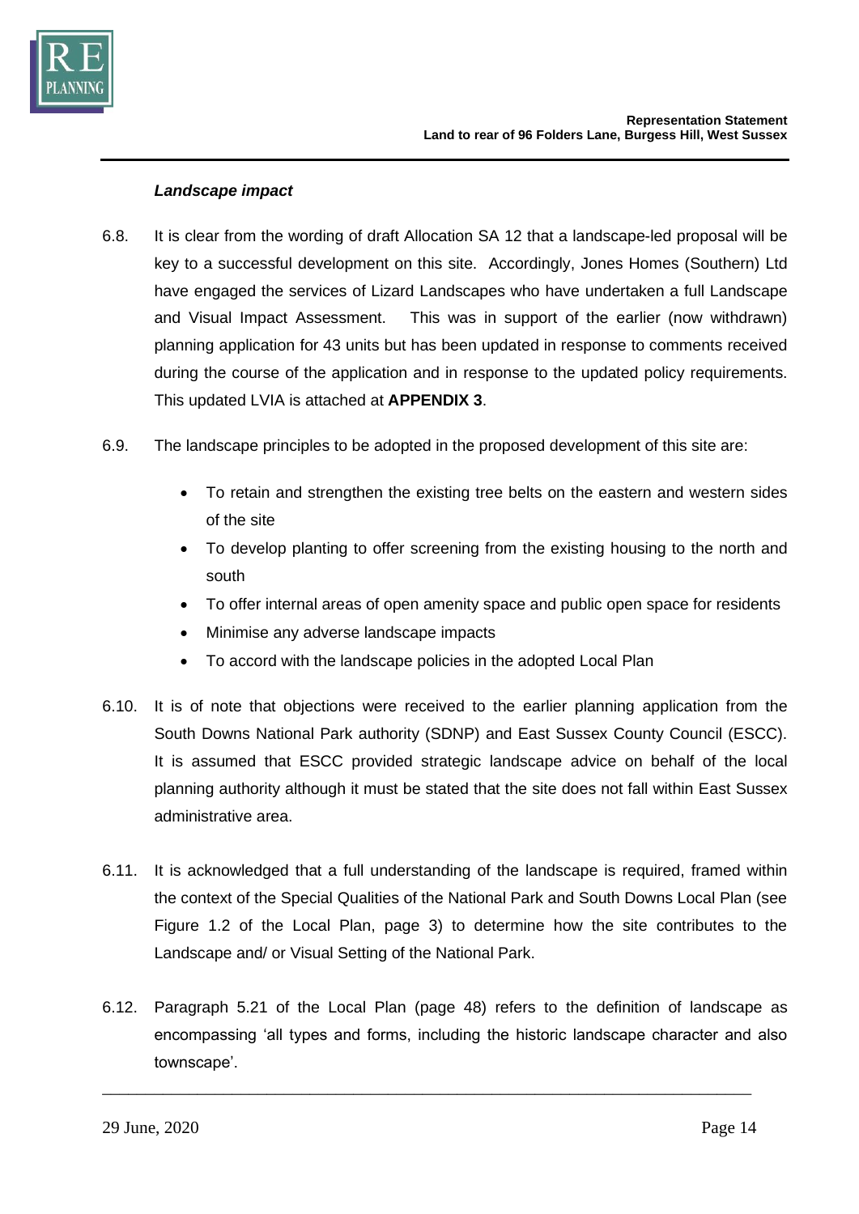***Landscape impact***

6.8. It is clear from the wording of draft Allocation SA 12 that a landscape-led proposal will be key to a successful development on this site. Accordingly, Jones Homes (Southern) Ltd have engaged the services of Lizard Landscapes who have undertaken a full Landscape and Visual Impact Assessment. This was in support of the earlier (now withdrawn) planning application for 43 units but has been updated in response to comments received during the course of the application and in response to the updated policy requirements. This updated LVIA is attached at **APPENDIX 3**.

6.9. The landscape principles to be adopted in the proposed development of this site are:

- To retain and strengthen the existing tree belts on the eastern and western sides of the site
- To develop planting to offer screening from the existing housing to the north and south
- To offer internal areas of open amenity space and public open space for residents
- Minimise any adverse landscape impacts
- To accord with the landscape policies in the adopted Local Plan

6.10. It is of note that objections were received to the earlier planning application from the South Downs National Park authority (SDNP) and East Sussex County Council (ESCC). It is assumed that ESCC provided strategic landscape advice on behalf of the local planning authority although it must be stated that the site does not fall within East Sussex administrative area.

6.11. It is acknowledged that a full understanding of the landscape is required, framed within the context of the Special Qualities of the National Park and South Downs Local Plan (see Figure 1.2 of the Local Plan, page 3) to determine how the site contributes to the Landscape and/ or Visual Setting of the National Park.

6.12. Paragraph 5.21 of the Local Plan (page 48) refers to the definition of landscape as encompassing 'all types and forms, including the historic landscape character and also townscape'.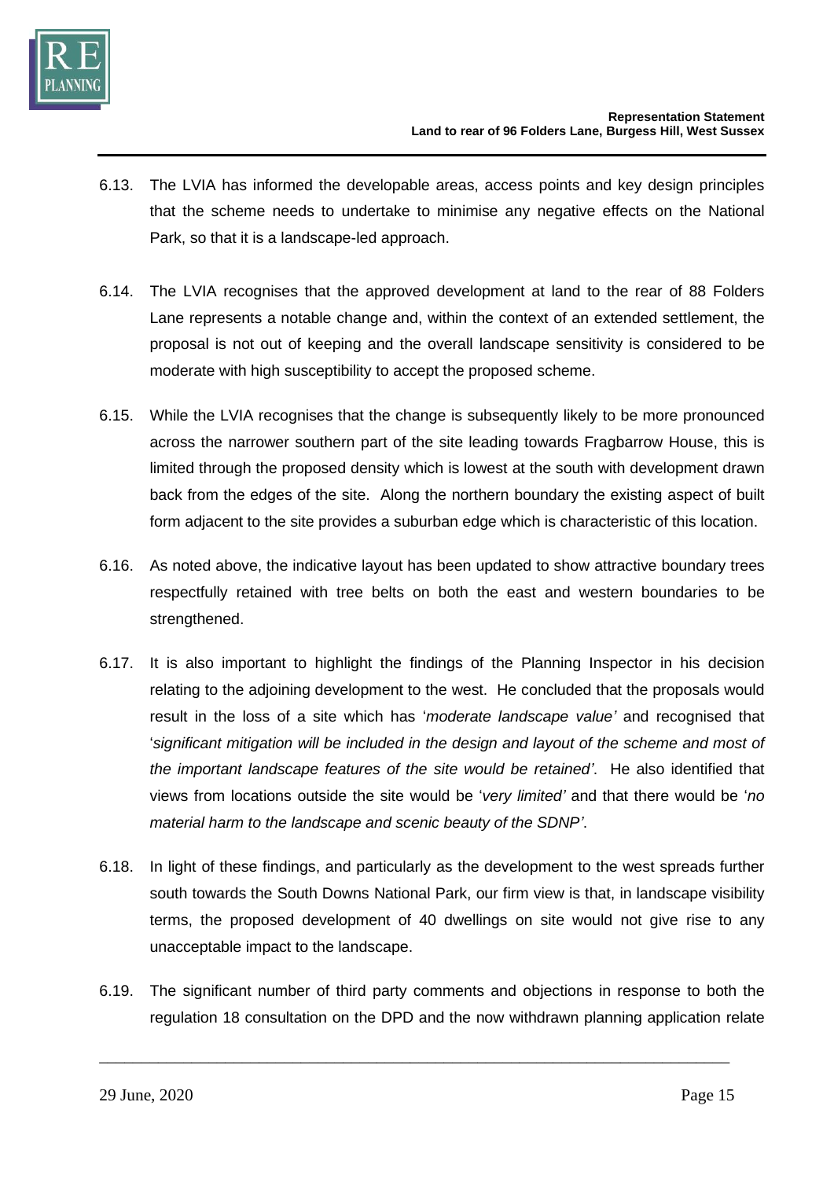6.13. The LVIA has informed the developable areas, access points and key design principles that the scheme needs to undertake to minimise any negative effects on the National Park, so that it is a landscape-led approach.

6.14. The LVIA recognises that the approved development at land to the rear of 88 Folders Lane represents a notable change and, within the context of an extended settlement, the proposal is not out of keeping and the overall landscape sensitivity is considered to be moderate with high susceptibility to accept the proposed scheme.

6.15. While the LVIA recognises that the change is subsequently likely to be more pronounced across the narrower southern part of the site leading towards Fragbarrow House, this is limited through the proposed density which is lowest at the south with development drawn back from the edges of the site. Along the northern boundary the existing aspect of built form adjacent to the site provides a suburban edge which is characteristic of this location.

6.16. As noted above, the indicative layout has been updated to show attractive boundary trees respectfully retained with tree belts on both the east and western boundaries to be strengthened.

6.17. It is also important to highlight the findings of the Planning Inspector in his decision relating to the adjoining development to the west. He concluded that the proposals would result in the loss of a site which has '*moderate landscape value'* and recognised that '*significant mitigation will be included in the design and layout of the scheme and most of the important landscape features of the site would be retained'*. He also identified that views from locations outside the site would be '*very limited'* and that there would be '*no material harm to the landscape and scenic beauty of the SDNP'*.

6.18. In light of these findings, and particularly as the development to the west spreads further south towards the South Downs National Park, our firm view is that, in landscape visibility terms, the proposed development of 40 dwellings on site would not give rise to any unacceptable impact to the landscape.

6.19. The significant number of third party comments and objections in response to both the regulation 18 consultation on the DPD and the now withdrawn planning application relate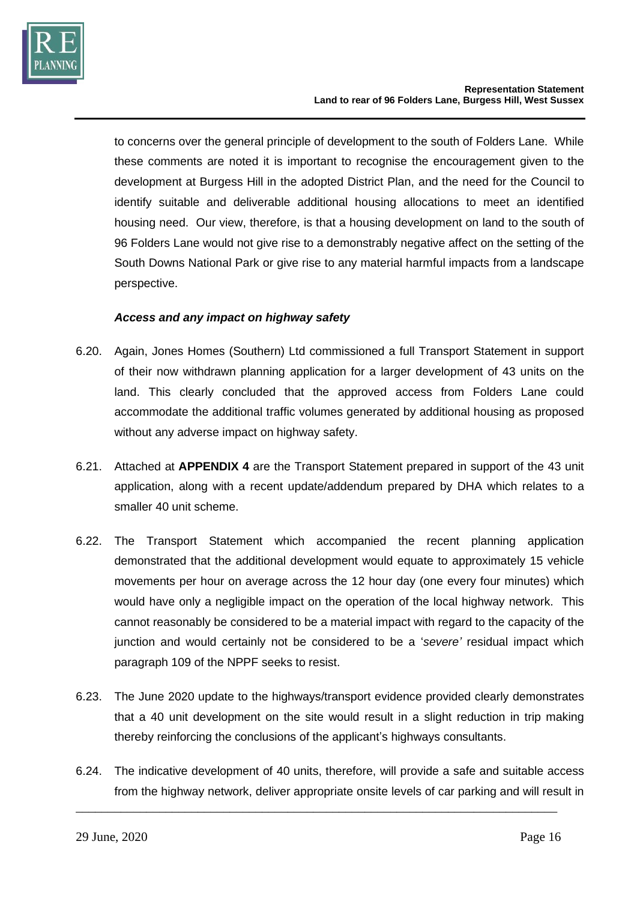to concerns over the general principle of development to the south of Folders Lane. While these comments are noted it is important to recognise the encouragement given to the development at Burgess Hill in the adopted District Plan, and the need for the Council to identify suitable and deliverable additional housing allocations to meet an identified housing need. Our view, therefore, is that a housing development on land to the south of 96 Folders Lane would not give rise to a demonstrably negative affect on the setting of the South Downs National Park or give rise to any material harmful impacts from a landscape perspective.

***Access and any impact on highway safety***

6.20. Again, Jones Homes (Southern) Ltd commissioned a full Transport Statement in support of their now withdrawn planning application for a larger development of 43 units on the land. This clearly concluded that the approved access from Folders Lane could accommodate the additional traffic volumes generated by additional housing as proposed without any adverse impact on highway safety.

6.21. Attached at **APPENDIX 4** are the Transport Statement prepared in support of the 43 unit application, along with a recent update/addendum prepared by DHA which relates to a smaller 40 unit scheme.

6.22. The Transport Statement which accompanied the recent planning application demonstrated that the additional development would equate to approximately 15 vehicle movements per hour on average across the 12 hour day (one every four minutes) which would have only a negligible impact on the operation of the local highway network. This cannot reasonably be considered to be a material impact with regard to the capacity of the junction and would certainly not be considered to be a '*severe'* residual impact which paragraph 109 of the NPPF seeks to resist.

6.23. The June 2020 update to the highways/transport evidence provided clearly demonstrates that a 40 unit development on the site would result in a slight reduction in trip making thereby reinforcing the conclusions of the applicant's highways consultants.

6.24. The indicative development of 40 units, therefore, will provide a safe and suitable access from the highway network, deliver appropriate onsite levels of car parking and will result in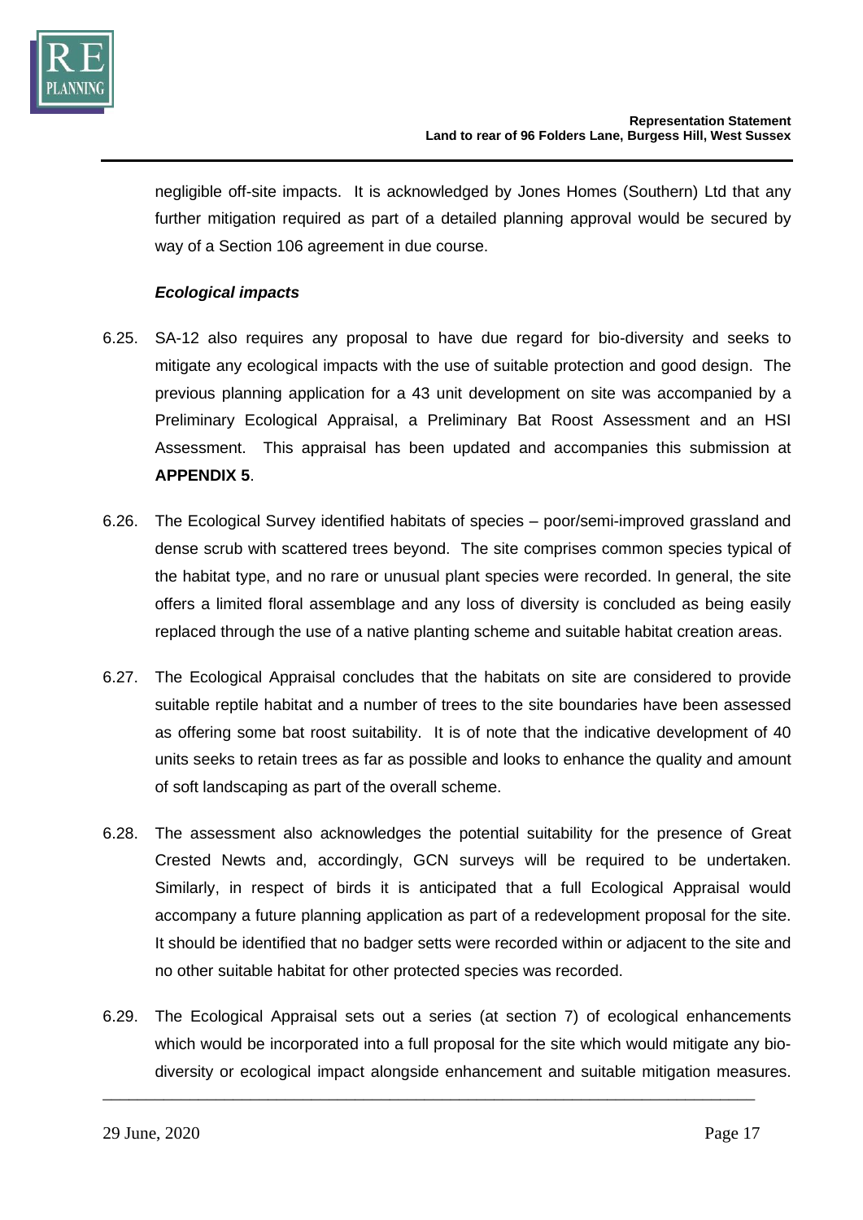negligible off-site impacts. It is acknowledged by Jones Homes (Southern) Ltd that any further mitigation required as part of a detailed planning approval would be secured by way of a Section 106 agreement in due course.

***Ecological impacts***

6.25. SA-12 also requires any proposal to have due regard for bio-diversity and seeks to mitigate any ecological impacts with the use of suitable protection and good design. The previous planning application for a 43 unit development on site was accompanied by a Preliminary Ecological Appraisal, a Preliminary Bat Roost Assessment and an HSI Assessment. This appraisal has been updated and accompanies this submission at **APPENDIX 5**.

6.26. The Ecological Survey identified habitats of species – poor/semi-improved grassland and dense scrub with scattered trees beyond. The site comprises common species typical of the habitat type, and no rare or unusual plant species were recorded. In general, the site offers a limited floral assemblage and any loss of diversity is concluded as being easily replaced through the use of a native planting scheme and suitable habitat creation areas.

6.27. The Ecological Appraisal concludes that the habitats on site are considered to provide suitable reptile habitat and a number of trees to the site boundaries have been assessed as offering some bat roost suitability. It is of note that the indicative development of 40 units seeks to retain trees as far as possible and looks to enhance the quality and amount of soft landscaping as part of the overall scheme.

6.28. The assessment also acknowledges the potential suitability for the presence of Great Crested Newts and, accordingly, GCN surveys will be required to be undertaken. Similarly, in respect of birds it is anticipated that a full Ecological Appraisal would accompany a future planning application as part of a redevelopment proposal for the site. It should be identified that no badger setts were recorded within or adjacent to the site and no other suitable habitat for other protected species was recorded.

6.29. The Ecological Appraisal sets out a series (at section 7) of ecological enhancements which would be incorporated into a full proposal for the site which would mitigate any bio-diversity or ecological impact alongside enhancement and suitable mitigation measures.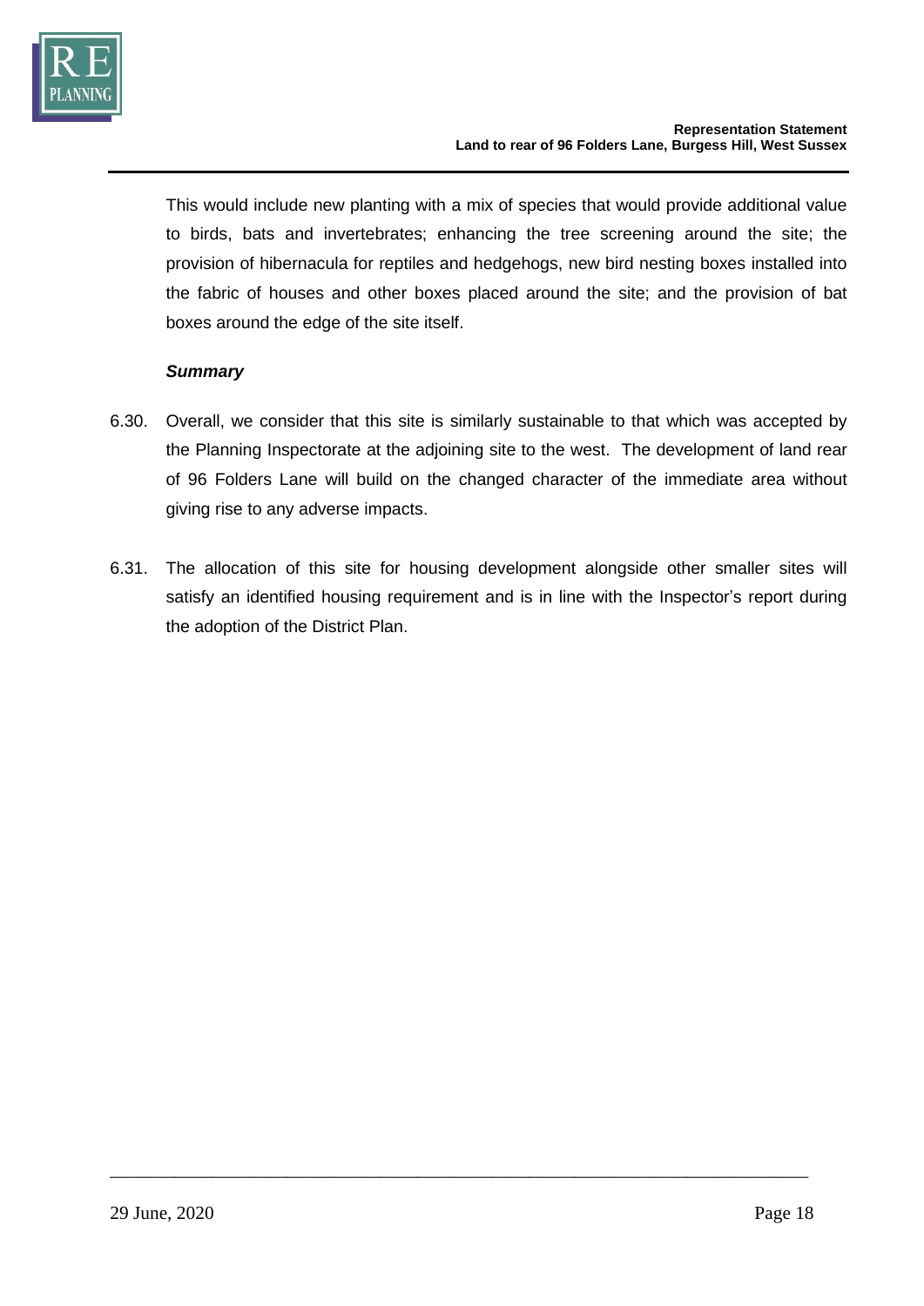This would include new planting with a mix of species that would provide additional value to birds, bats and invertebrates; enhancing the tree screening around the site; the provision of hibernacula for reptiles and hedgehogs, new bird nesting boxes installed into the fabric of houses and other boxes placed around the site; and the provision of bat boxes around the edge of the site itself.

***Summary***

6.30. Overall, we consider that this site is similarly sustainable to that which was accepted by the Planning Inspectorate at the adjoining site to the west. The development of land rear of 96 Folders Lane will build on the changed character of the immediate area without giving rise to any adverse impacts.

6.31. The allocation of this site for housing development alongside other smaller sites will satisfy an identified housing requirement and is in line with the Inspector's report during the adoption of the District Plan.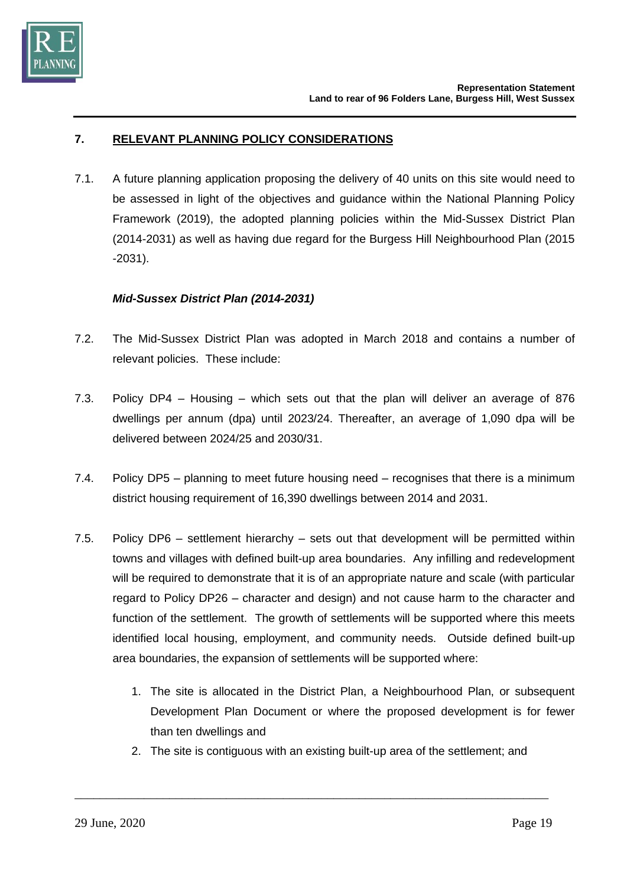## 7. RELEVANT PLANNING POLICY CONSIDERATIONS

7.1. A future planning application proposing the delivery of 40 units on this site would need to be assessed in light of the objectives and guidance within the National Planning Policy Framework (2019), the adopted planning policies within the Mid-Sussex District Plan (2014-2031) as well as having due regard for the Burgess Hill Neighbourhood Plan (2015 -2031).

***Mid-Sussex District Plan (2014-2031)***

7.2. The Mid-Sussex District Plan was adopted in March 2018 and contains a number of relevant policies. These include:

7.3. Policy DP4 – Housing – which sets out that the plan will deliver an average of 876 dwellings per annum (dpa) until 2023/24. Thereafter, an average of 1,090 dpa will be delivered between 2024/25 and 2030/31.

7.4. Policy DP5 – planning to meet future housing need – recognises that there is a minimum district housing requirement of 16,390 dwellings between 2014 and 2031.

7.5. Policy DP6 – settlement hierarchy – sets out that development will be permitted within towns and villages with defined built-up area boundaries. Any infilling and redevelopment will be required to demonstrate that it is of an appropriate nature and scale (with particular regard to Policy DP26 – character and design) and not cause harm to the character and function of the settlement. The growth of settlements will be supported where this meets identified local housing, employment, and community needs. Outside defined built-up area boundaries, the expansion of settlements will be supported where:

1. The site is allocated in the District Plan, a Neighbourhood Plan, or subsequent Development Plan Document or where the proposed development is for fewer than ten dwellings and
2. The site is contiguous with an existing built-up area of the settlement; and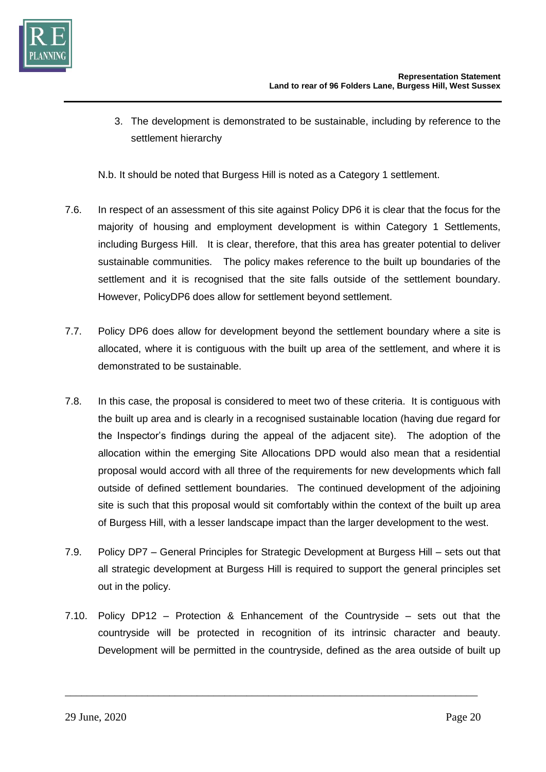3. The development is demonstrated to be sustainable, including by reference to the settlement hierarchy

N.b. It should be noted that Burgess Hill is noted as a Category 1 settlement.

7.6. In respect of an assessment of this site against Policy DP6 it is clear that the focus for the majority of housing and employment development is within Category 1 Settlements, including Burgess Hill. It is clear, therefore, that this area has greater potential to deliver sustainable communities. The policy makes reference to the built up boundaries of the settlement and it is recognised that the site falls outside of the settlement boundary. However, PolicyDP6 does allow for settlement beyond settlement.

7.7. Policy DP6 does allow for development beyond the settlement boundary where a site is allocated, where it is contiguous with the built up area of the settlement, and where it is demonstrated to be sustainable.

7.8. In this case, the proposal is considered to meet two of these criteria. It is contiguous with the built up area and is clearly in a recognised sustainable location (having due regard for the Inspector's findings during the appeal of the adjacent site). The adoption of the allocation within the emerging Site Allocations DPD would also mean that a residential proposal would accord with all three of the requirements for new developments which fall outside of defined settlement boundaries. The continued development of the adjoining site is such that this proposal would sit comfortably within the context of the built up area of Burgess Hill, with a lesser landscape impact than the larger development to the west.

7.9. Policy DP7 – General Principles for Strategic Development at Burgess Hill – sets out that all strategic development at Burgess Hill is required to support the general principles set out in the policy.

7.10. Policy DP12 – Protection & Enhancement of the Countryside – sets out that the countryside will be protected in recognition of its intrinsic character and beauty. Development will be permitted in the countryside, defined as the area outside of built up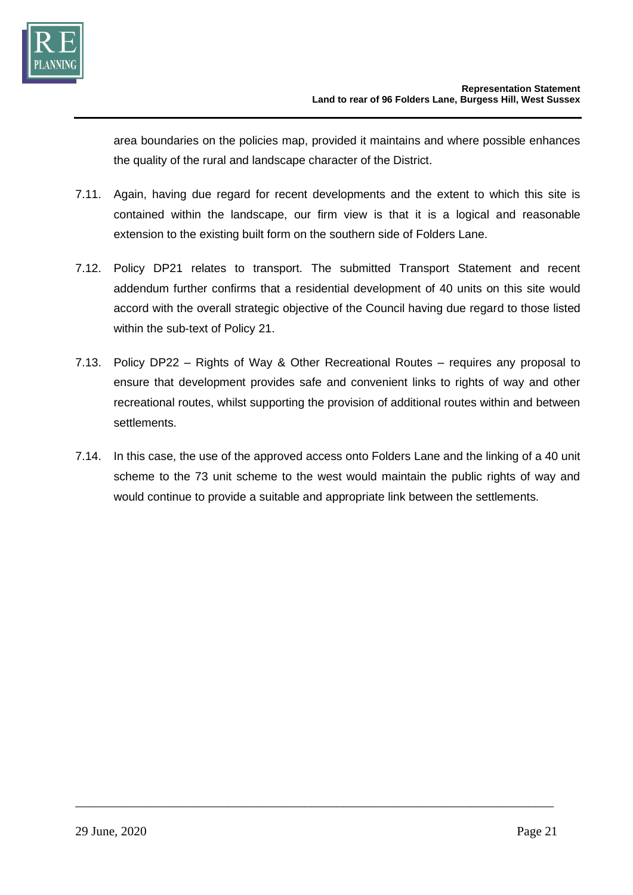area boundaries on the policies map, provided it maintains and where possible enhances the quality of the rural and landscape character of the District.

7.11. Again, having due regard for recent developments and the extent to which this site is contained within the landscape, our firm view is that it is a logical and reasonable extension to the existing built form on the southern side of Folders Lane.

7.12. Policy DP21 relates to transport. The submitted Transport Statement and recent addendum further confirms that a residential development of 40 units on this site would accord with the overall strategic objective of the Council having due regard to those listed within the sub-text of Policy 21.

7.13. Policy DP22 – Rights of Way & Other Recreational Routes – requires any proposal to ensure that development provides safe and convenient links to rights of way and other recreational routes, whilst supporting the provision of additional routes within and between settlements.

7.14. In this case, the use of the approved access onto Folders Lane and the linking of a 40 unit scheme to the 73 unit scheme to the west would maintain the public rights of way and would continue to provide a suitable and appropriate link between the settlements.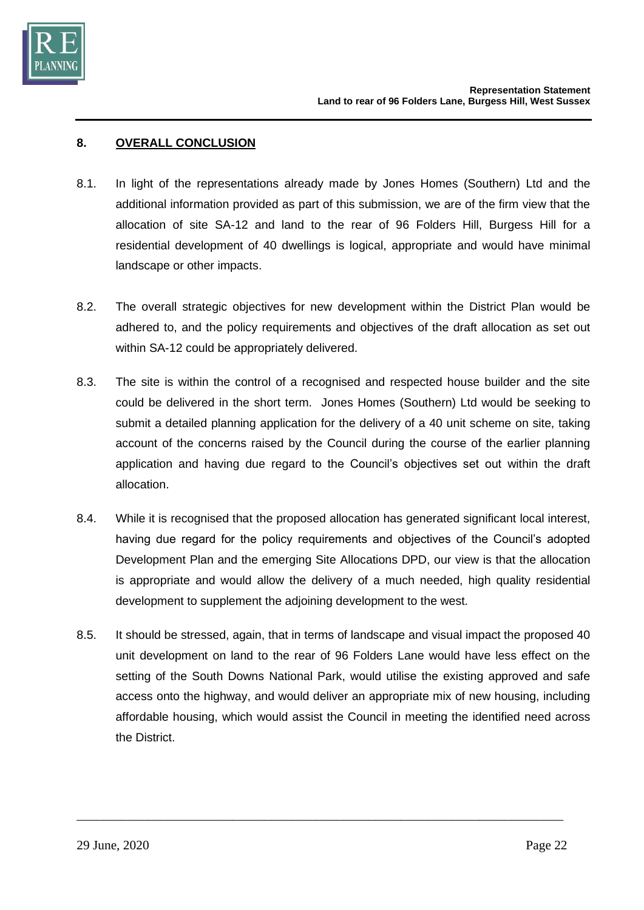## 8. OVERALL CONCLUSION

8.1. In light of the representations already made by Jones Homes (Southern) Ltd and the additional information provided as part of this submission, we are of the firm view that the allocation of site SA-12 and land to the rear of 96 Folders Hill, Burgess Hill for a residential development of 40 dwellings is logical, appropriate and would have minimal landscape or other impacts.

8.2. The overall strategic objectives for new development within the District Plan would be adhered to, and the policy requirements and objectives of the draft allocation as set out within SA-12 could be appropriately delivered.

8.3. The site is within the control of a recognised and respected house builder and the site could be delivered in the short term. Jones Homes (Southern) Ltd would be seeking to submit a detailed planning application for the delivery of a 40 unit scheme on site, taking account of the concerns raised by the Council during the course of the earlier planning application and having due regard to the Council's objectives set out within the draft allocation.

8.4. While it is recognised that the proposed allocation has generated significant local interest, having due regard for the policy requirements and objectives of the Council's adopted Development Plan and the emerging Site Allocations DPD, our view is that the allocation is appropriate and would allow the delivery of a much needed, high quality residential development to supplement the adjoining development to the west.

8.5. It should be stressed, again, that in terms of landscape and visual impact the proposed 40 unit development on land to the rear of 96 Folders Lane would have less effect on the setting of the South Downs National Park, would utilise the existing approved and safe access onto the highway, and would deliver an appropriate mix of new housing, including affordable housing, which would assist the Council in meeting the identified need across the District.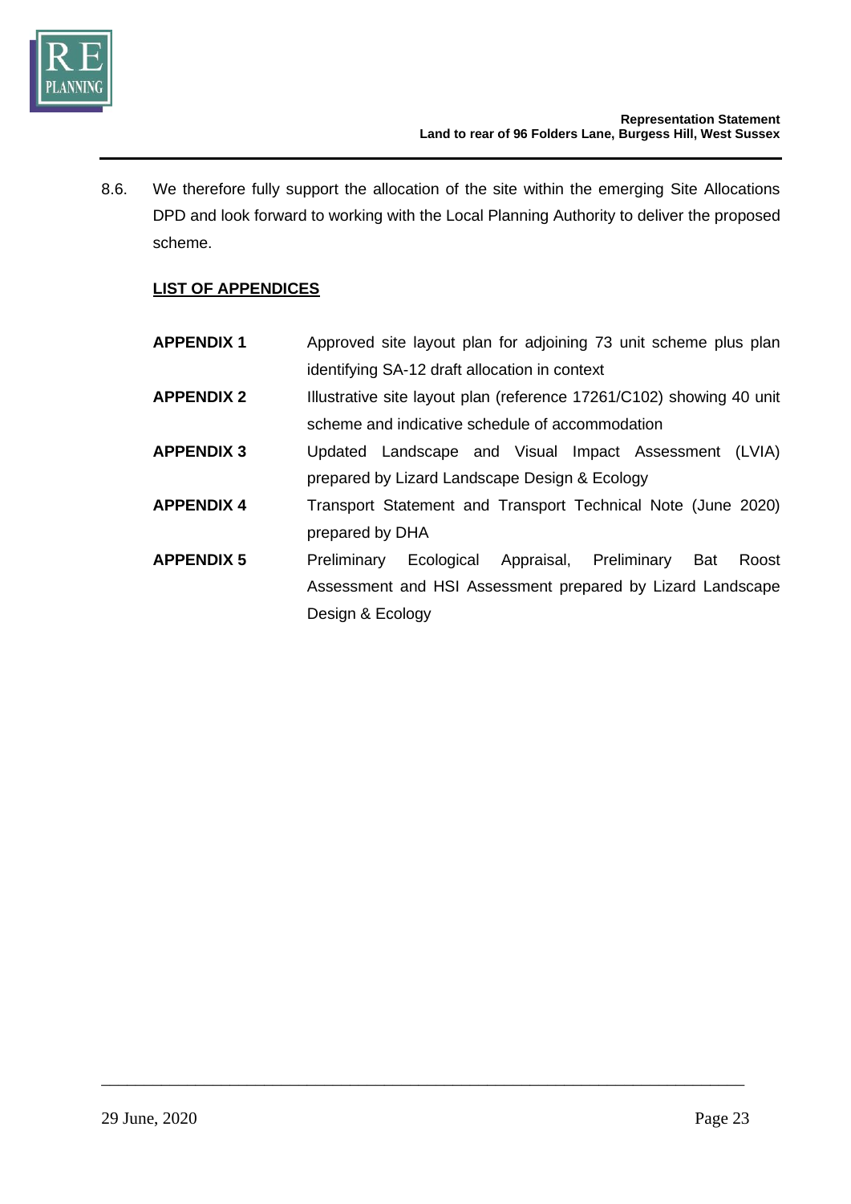8.6. We therefore fully support the allocation of the site within the emerging Site Allocations DPD and look forward to working with the Local Planning Authority to deliver the proposed scheme.

**LIST OF APPENDICES**

| | |
|---|---|
| **APPENDIX 1** | Approved site layout plan for adjoining 73 unit scheme plus plan identifying SA-12 draft allocation in context |
| **APPENDIX 2** | Illustrative site layout plan (reference 17261/C102) showing 40 unit scheme and indicative schedule of accommodation |
| **APPENDIX 3** | Updated Landscape and Visual Impact Assessment (LVIA) prepared by Lizard Landscape Design & Ecology |
| **APPENDIX 4** | Transport Statement and Transport Technical Note (June 2020) prepared by DHA |
| **APPENDIX 5** | Preliminary Ecological Appraisal, Preliminary Bat Roost Assessment and HSI Assessment prepared by Lizard Landscape Design & Ecology |